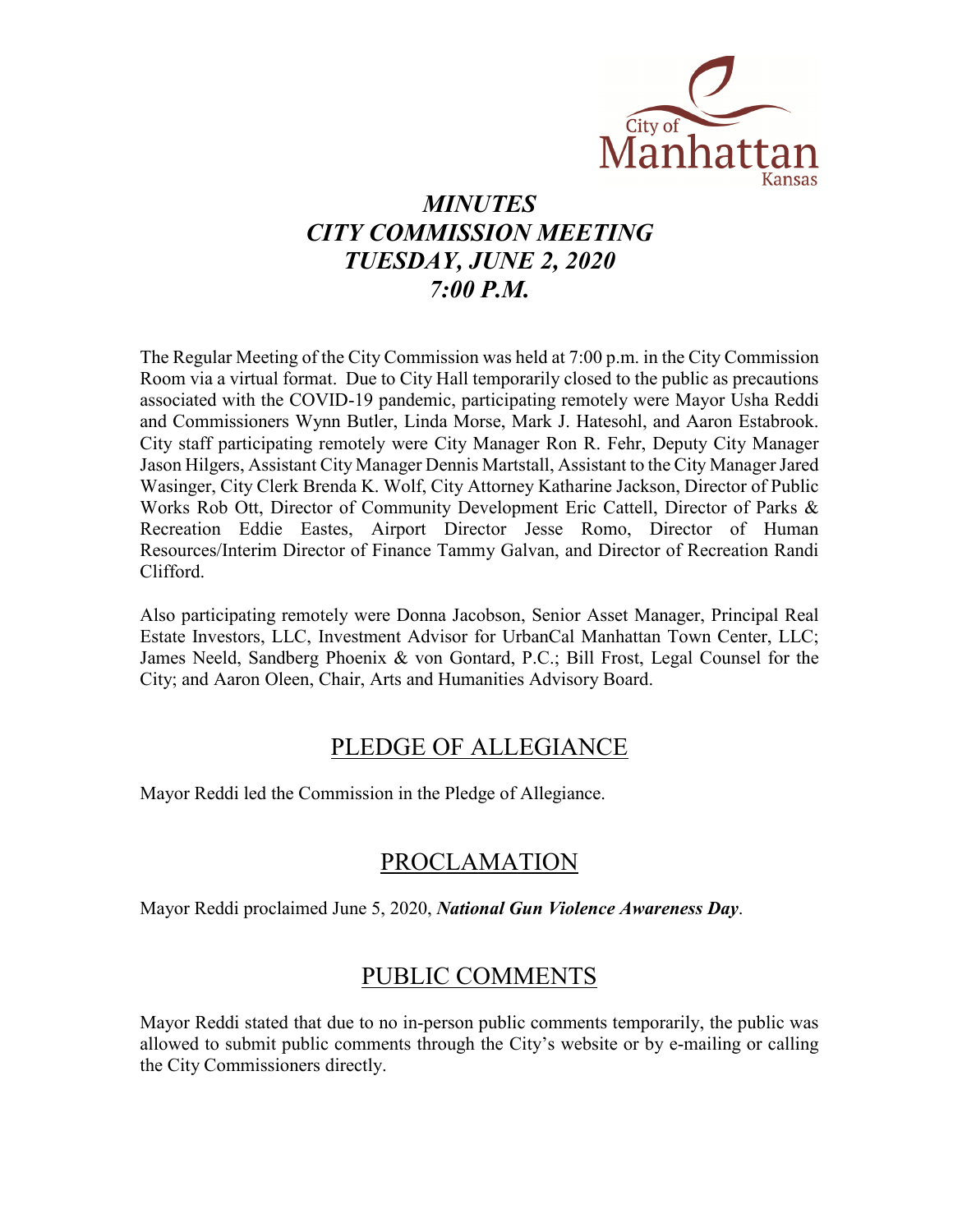# *MINUTES*
# *CITY COMMISSION MEETING*
# *TUESDAY, JUNE 2, 2020*
# *7:00 P.M.*

The Regular Meeting of the City Commission was held at 7:00 p.m. in the City Commission Room via a virtual format. Due to City Hall temporarily closed to the public as precautions associated with the COVID-19 pandemic, participating remotely were Mayor Usha Reddi and Commissioners Wynn Butler, Linda Morse, Mark J. Hatesohl, and Aaron Estabrook. City staff participating remotely were City Manager Ron R. Fehr, Deputy City Manager Jason Hilgers, Assistant City Manager Dennis Martstall, Assistant to the City Manager Jared Wasinger, City Clerk Brenda K. Wolf, City Attorney Katharine Jackson, Director of Public Works Rob Ott, Director of Community Development Eric Cattell, Director of Parks & Recreation Eddie Eastes, Airport Director Jesse Romo, Director of Human Resources/Interim Director of Finance Tammy Galvan, and Director of Recreation Randi Clifford.

Also participating remotely were Donna Jacobson, Senior Asset Manager, Principal Real Estate Investors, LLC, Investment Advisor for UrbanCal Manhattan Town Center, LLC; James Neeld, Sandberg Phoenix & von Gontard, P.C.; Bill Frost, Legal Counsel for the City; and Aaron Oleen, Chair, Arts and Humanities Advisory Board.

## PLEDGE OF ALLEGIANCE

Mayor Reddi led the Commission in the Pledge of Allegiance.

## PROCLAMATION

Mayor Reddi proclaimed June 5, 2020, ***National Gun Violence Awareness Day***.

## PUBLIC COMMENTS

Mayor Reddi stated that due to no in-person public comments temporarily, the public was allowed to submit public comments through the City's website or by e-mailing or calling the City Commissioners directly.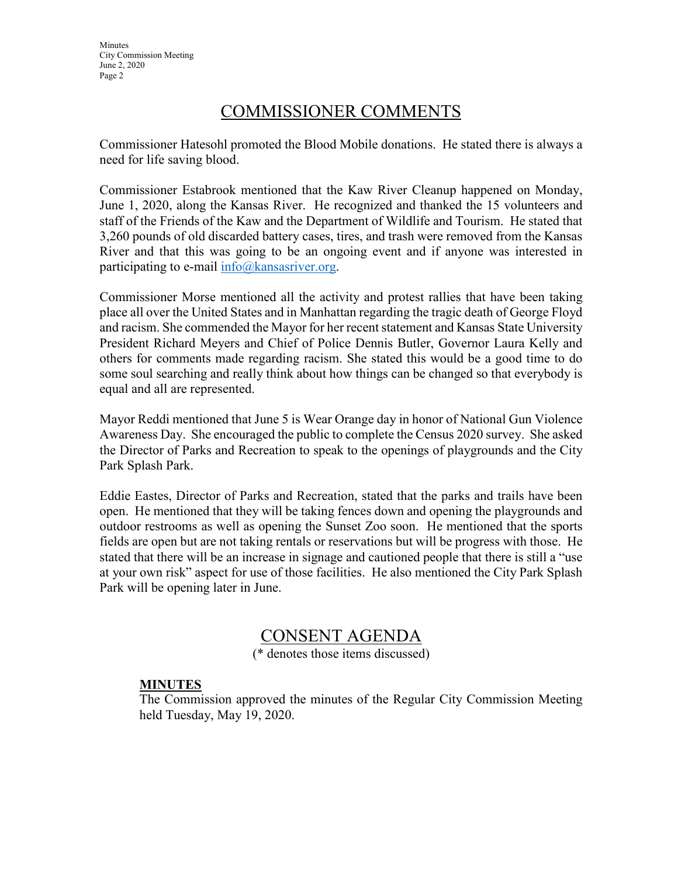## COMMISSIONER COMMENTS

Commissioner Hatesohl promoted the Blood Mobile donations. He stated there is always a need for life saving blood.

Commissioner Estabrook mentioned that the Kaw River Cleanup happened on Monday, June 1, 2020, along the Kansas River. He recognized and thanked the 15 volunteers and staff of the Friends of the Kaw and the Department of Wildlife and Tourism. He stated that 3,260 pounds of old discarded battery cases, tires, and trash were removed from the Kansas River and that this was going to be an ongoing event and if anyone was interested in participating to e-mail [info@kansasriver.org](mailto:info@kansasriver.org).

Commissioner Morse mentioned all the activity and protest rallies that have been taking place all over the United States and in Manhattan regarding the tragic death of George Floyd and racism. She commended the Mayor for her recent statement and Kansas State University President Richard Meyers and Chief of Police Dennis Butler, Governor Laura Kelly and others for comments made regarding racism. She stated this would be a good time to do some soul searching and really think about how things can be changed so that everybody is equal and all are represented.

Mayor Reddi mentioned that June 5 is Wear Orange day in honor of National Gun Violence Awareness Day. She encouraged the public to complete the Census 2020 survey. She asked the Director of Parks and Recreation to speak to the openings of playgrounds and the City Park Splash Park.

Eddie Eastes, Director of Parks and Recreation, stated that the parks and trails have been open. He mentioned that they will be taking fences down and opening the playgrounds and outdoor restrooms as well as opening the Sunset Zoo soon. He mentioned that the sports fields are open but are not taking rentals or reservations but will be progress with those. He stated that there will be an increase in signage and cautioned people that there is still a "use at your own risk" aspect for use of those facilities. He also mentioned the City Park Splash Park will be opening later in June.

## CONSENT AGENDA

(* denotes those items discussed)

**MINUTES**

The Commission approved the minutes of the Regular City Commission Meeting held Tuesday, May 19, 2020.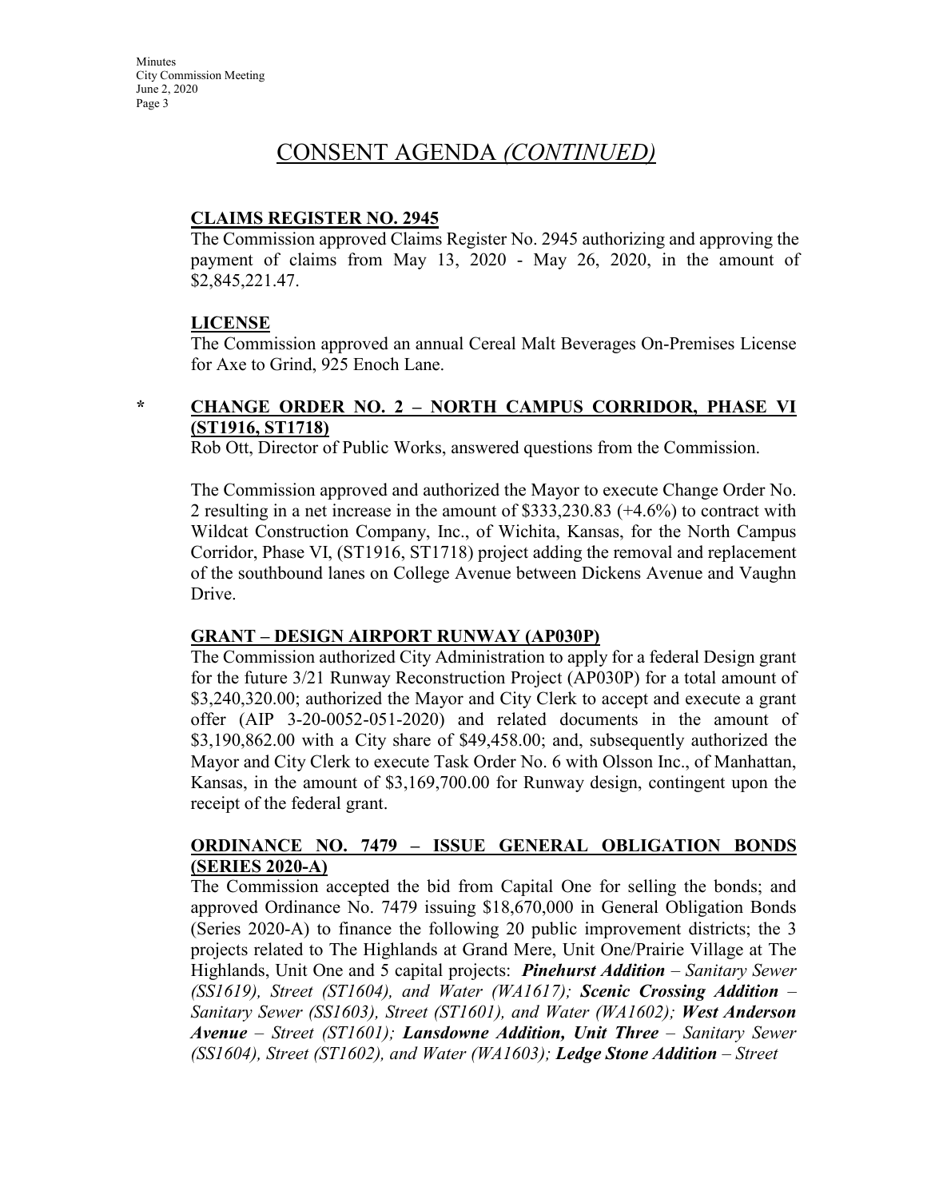# CONSENT AGENDA *(CONTINUED)*

**CLAIMS REGISTER NO. 2945**

The Commission approved Claims Register No. 2945 authorizing and approving the payment of claims from May 13, 2020 - May 26, 2020, in the amount of $2,845,221.47.

**LICENSE**

The Commission approved an annual Cereal Malt Beverages On-Premises License for Axe to Grind, 925 Enoch Lane.

\* **CHANGE ORDER NO. 2 – NORTH CAMPUS CORRIDOR, PHASE VI (ST1916, ST1718)**

Rob Ott, Director of Public Works, answered questions from the Commission.

The Commission approved and authorized the Mayor to execute Change Order No. 2 resulting in a net increase in the amount of $333,230.83 (+4.6%) to contract with Wildcat Construction Company, Inc., of Wichita, Kansas, for the North Campus Corridor, Phase VI, (ST1916, ST1718) project adding the removal and replacement of the southbound lanes on College Avenue between Dickens Avenue and Vaughn Drive.

**GRANT – DESIGN AIRPORT RUNWAY (AP030P)**

The Commission authorized City Administration to apply for a federal Design grant for the future 3/21 Runway Reconstruction Project (AP030P) for a total amount of $3,240,320.00; authorized the Mayor and City Clerk to accept and execute a grant offer (AIP 3-20-0052-051-2020) and related documents in the amount of $3,190,862.00 with a City share of $49,458.00; and, subsequently authorized the Mayor and City Clerk to execute Task Order No. 6 with Olsson Inc., of Manhattan, Kansas, in the amount of $3,169,700.00 for Runway design, contingent upon the receipt of the federal grant.

**ORDINANCE NO. 7479 – ISSUE GENERAL OBLIGATION BONDS (SERIES 2020-A)**

The Commission accepted the bid from Capital One for selling the bonds; and approved Ordinance No. 7479 issuing $18,670,000 in General Obligation Bonds (Series 2020-A) to finance the following 20 public improvement districts; the 3 projects related to The Highlands at Grand Mere, Unit One/Prairie Village at The Highlands, Unit One and 5 capital projects: ***Pinehurst Addition*** *– Sanitary Sewer (SS1619), Street (ST1604), and Water (WA1617);* ***Scenic Crossing Addition*** *– Sanitary Sewer (SS1603), Street (ST1601), and Water (WA1602);* ***West Anderson Avenue*** *– Street (ST1601);* ***Lansdowne Addition, Unit Three*** *– Sanitary Sewer (SS1604), Street (ST1602), and Water (WA1603);* ***Ledge Stone Addition*** *– Street*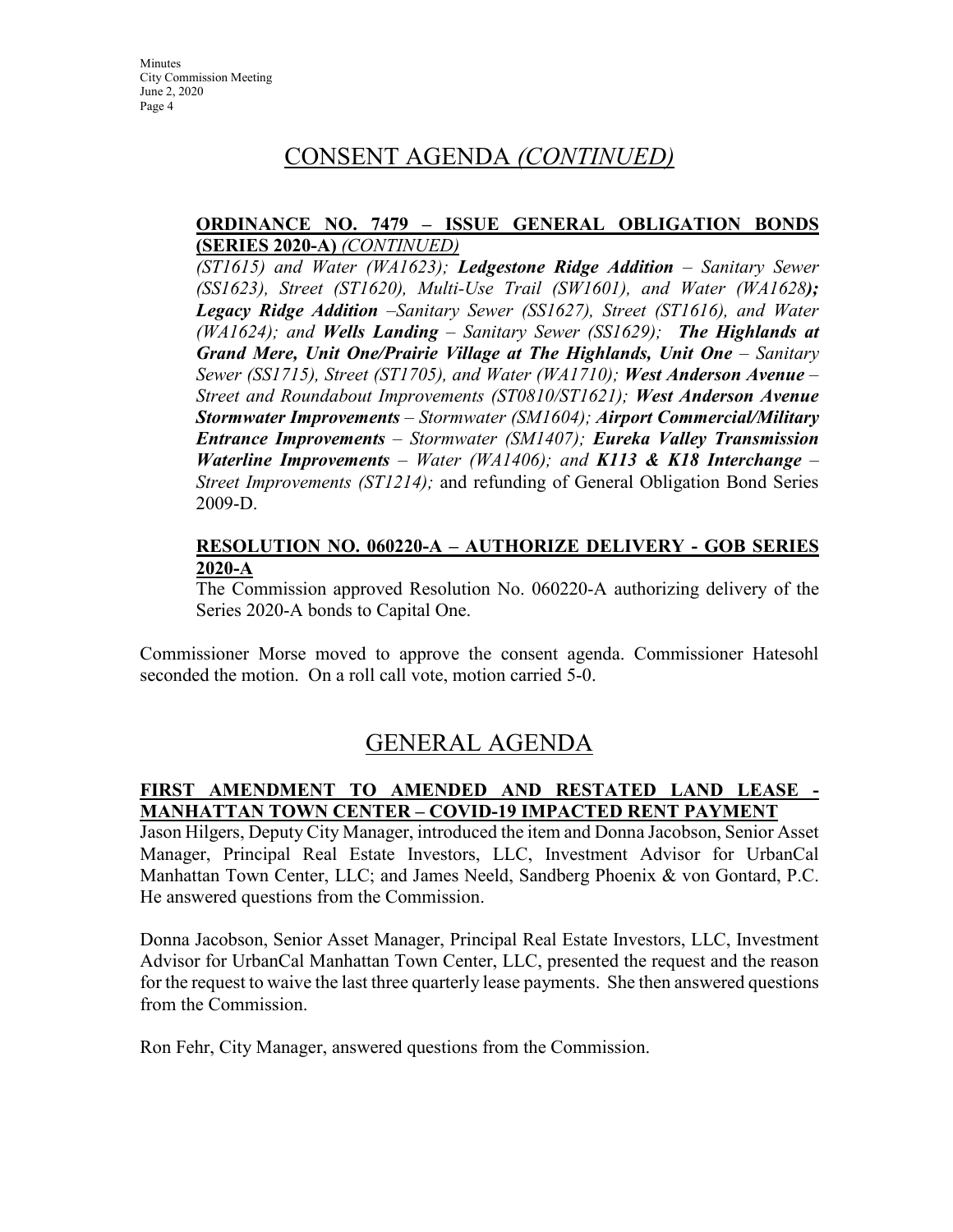# CONSENT AGENDA *(CONTINUED)*

**ORDINANCE NO. 7479 – ISSUE GENERAL OBLIGATION BONDS (SERIES 2020-A)** *(CONTINUED)*

*(ST1615) and Water (WA1623);* ***Ledgestone Ridge Addition*** *– Sanitary Sewer (SS1623), Street (ST1620), Multi-Use Trail (SW1601), and Water (WA1628*)***;*** ***Legacy Ridge Addition*** *–Sanitary Sewer (SS1627), Street (ST1616), and Water (WA1624); and* ***Wells Landing*** *– Sanitary Sewer (SS1629);* ***The Highlands at Grand Mere, Unit One/Prairie Village at The Highlands, Unit One*** *– Sanitary Sewer (SS1715), Street (ST1705), and Water (WA1710);* ***West Anderson Avenue*** *– Street and Roundabout Improvements (ST0810/ST1621);* ***West Anderson Avenue Stormwater Improvements*** *– Stormwater (SM1604);* ***Airport Commercial/Military Entrance Improvements*** *– Stormwater (SM1407);* ***Eureka Valley Transmission Waterline Improvements*** *– Water (WA1406); and* ***K113 & K18 Interchange*** *– Street Improvements (ST1214);* and refunding of General Obligation Bond Series 2009-D.

**RESOLUTION NO. 060220-A – AUTHORIZE DELIVERY - GOB SERIES 2020-A**

The Commission approved Resolution No. 060220-A authorizing delivery of the Series 2020-A bonds to Capital One.

Commissioner Morse moved to approve the consent agenda. Commissioner Hatesohl seconded the motion. On a roll call vote, motion carried 5-0.

# GENERAL AGENDA

**FIRST AMENDMENT TO AMENDED AND RESTATED LAND LEASE - MANHATTAN TOWN CENTER – COVID-19 IMPACTED RENT PAYMENT**

Jason Hilgers, Deputy City Manager, introduced the item and Donna Jacobson, Senior Asset Manager, Principal Real Estate Investors, LLC, Investment Advisor for UrbanCal Manhattan Town Center, LLC; and James Neeld, Sandberg Phoenix & von Gontard, P.C. He answered questions from the Commission.

Donna Jacobson, Senior Asset Manager, Principal Real Estate Investors, LLC, Investment Advisor for UrbanCal Manhattan Town Center, LLC, presented the request and the reason for the request to waive the last three quarterly lease payments. She then answered questions from the Commission.

Ron Fehr, City Manager, answered questions from the Commission.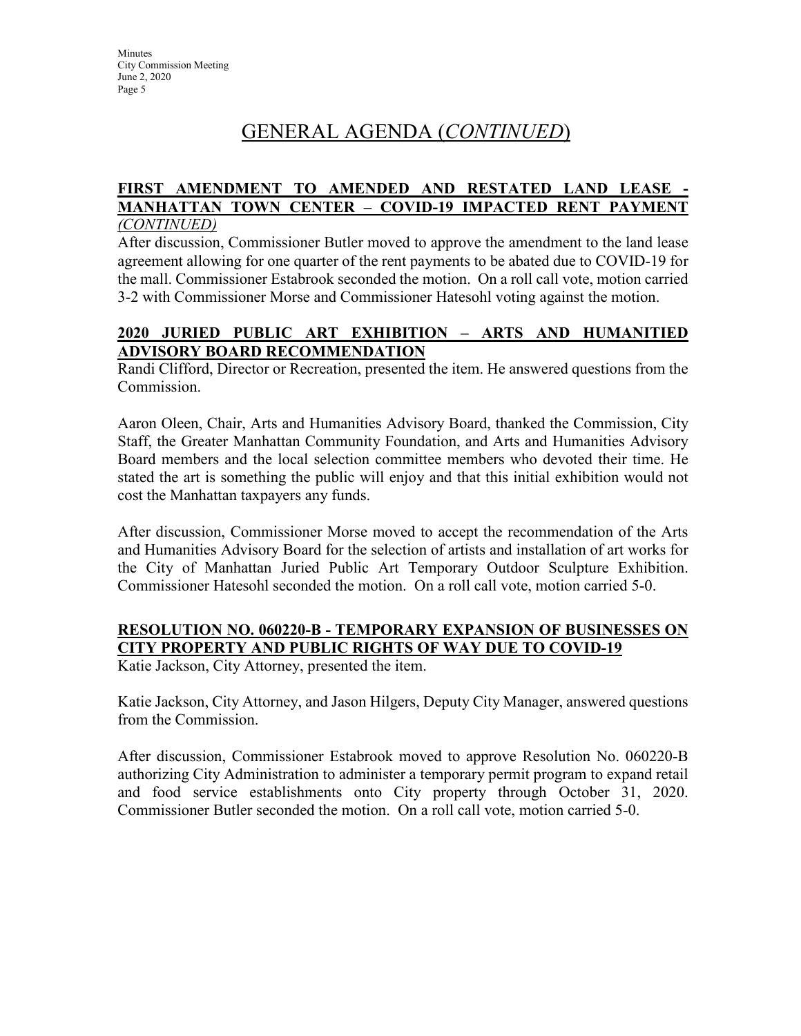# GENERAL AGENDA (*CONTINUED*)

## FIRST AMENDMENT TO AMENDED AND RESTATED LAND LEASE - MANHATTAN TOWN CENTER – COVID-19 IMPACTED RENT PAYMENT *(CONTINUED)*

After discussion, Commissioner Butler moved to approve the amendment to the land lease agreement allowing for one quarter of the rent payments to be abated due to COVID-19 for the mall. Commissioner Estabrook seconded the motion. On a roll call vote, motion carried 3-2 with Commissioner Morse and Commissioner Hatesohl voting against the motion.

## 2020 JURIED PUBLIC ART EXHIBITION – ARTS AND HUMANITIED ADVISORY BOARD RECOMMENDATION

Randi Clifford, Director or Recreation, presented the item. He answered questions from the Commission.

Aaron Oleen, Chair, Arts and Humanities Advisory Board, thanked the Commission, City Staff, the Greater Manhattan Community Foundation, and Arts and Humanities Advisory Board members and the local selection committee members who devoted their time. He stated the art is something the public will enjoy and that this initial exhibition would not cost the Manhattan taxpayers any funds.

After discussion, Commissioner Morse moved to accept the recommendation of the Arts and Humanities Advisory Board for the selection of artists and installation of art works for the City of Manhattan Juried Public Art Temporary Outdoor Sculpture Exhibition. Commissioner Hatesohl seconded the motion. On a roll call vote, motion carried 5-0.

## RESOLUTION NO. 060220-B - TEMPORARY EXPANSION OF BUSINESSES ON CITY PROPERTY AND PUBLIC RIGHTS OF WAY DUE TO COVID-19

Katie Jackson, City Attorney, presented the item.

Katie Jackson, City Attorney, and Jason Hilgers, Deputy City Manager, answered questions from the Commission.

After discussion, Commissioner Estabrook moved to approve Resolution No. 060220-B authorizing City Administration to administer a temporary permit program to expand retail and food service establishments onto City property through October 31, 2020. Commissioner Butler seconded the motion. On a roll call vote, motion carried 5-0.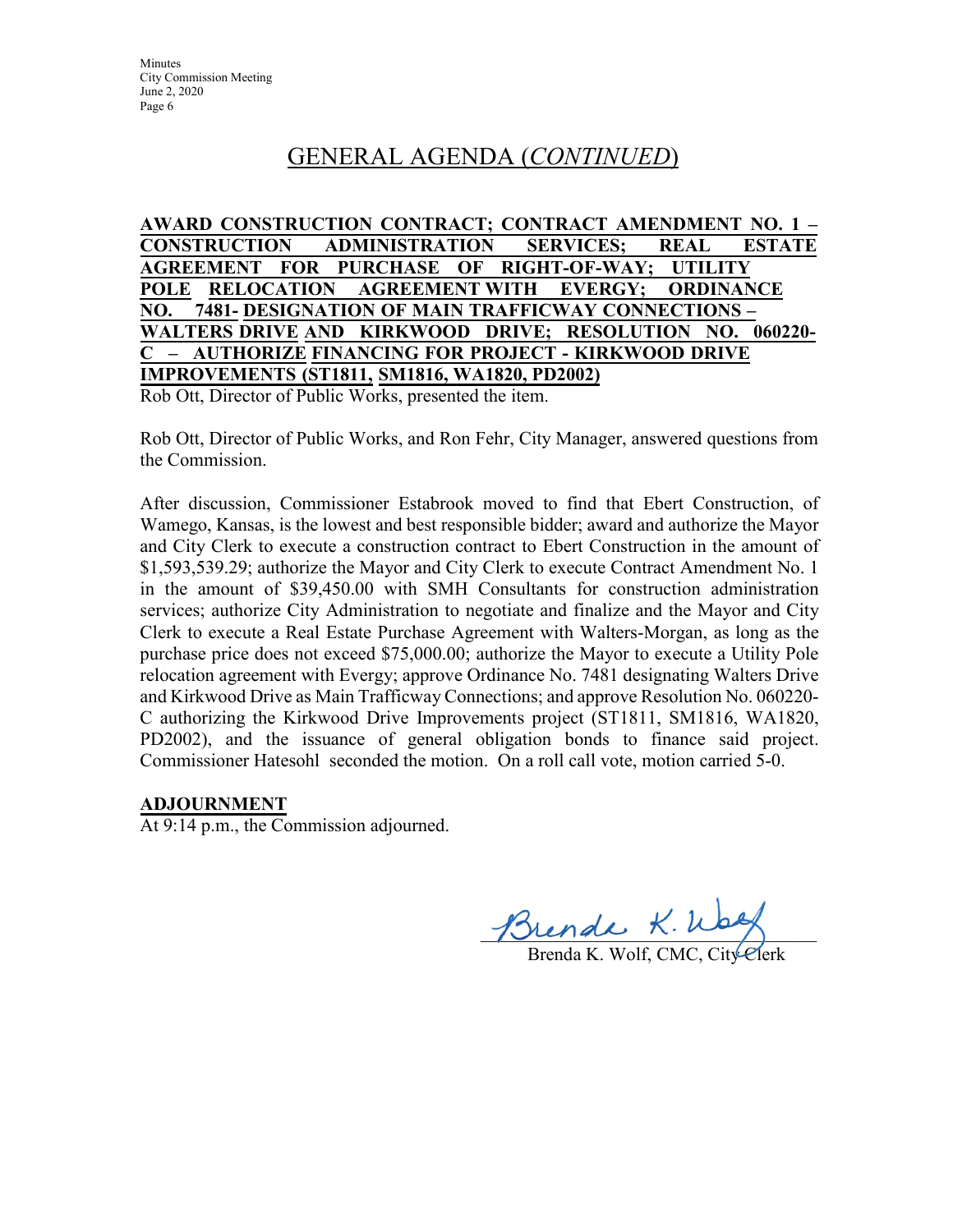## GENERAL AGENDA (*CONTINUED*)

**AWARD CONSTRUCTION CONTRACT; CONTRACT AMENDMENT NO. 1 – CONSTRUCTION ADMINISTRATION SERVICES; REAL ESTATE AGREEMENT FOR PURCHASE OF RIGHT-OF-WAY; UTILITY POLE RELOCATION AGREEMENT WITH EVERGY; ORDINANCE NO. 7481- DESIGNATION OF MAIN TRAFFICWAY CONNECTIONS – WALTERS DRIVE AND KIRKWOOD DRIVE; RESOLUTION NO. 060220-C – AUTHORIZE FINANCING FOR PROJECT - KIRKWOOD DRIVE IMPROVEMENTS (ST1811, SM1816, WA1820, PD2002)**

Rob Ott, Director of Public Works, presented the item.

Rob Ott, Director of Public Works, and Ron Fehr, City Manager, answered questions from the Commission.

After discussion, Commissioner Estabrook moved to find that Ebert Construction, of Wamego, Kansas, is the lowest and best responsible bidder; award and authorize the Mayor and City Clerk to execute a construction contract to Ebert Construction in the amount of $1,593,539.29; authorize the Mayor and City Clerk to execute Contract Amendment No. 1 in the amount of $39,450.00 with SMH Consultants for construction administration services; authorize City Administration to negotiate and finalize and the Mayor and City Clerk to execute a Real Estate Purchase Agreement with Walters-Morgan, as long as the purchase price does not exceed $75,000.00; authorize the Mayor to execute a Utility Pole relocation agreement with Evergy; approve Ordinance No. 7481 designating Walters Drive and Kirkwood Drive as Main Trafficway Connections; and approve Resolution No. 060220-C authorizing the Kirkwood Drive Improvements project (ST1811, SM1816, WA1820, PD2002), and the issuance of general obligation bonds to finance said project. Commissioner Hatesohl seconded the motion. On a roll call vote, motion carried 5-0.

**ADJOURNMENT**

At 9:14 p.m., the Commission adjourned.

Brenda K. Wolf, CMC, City Clerk